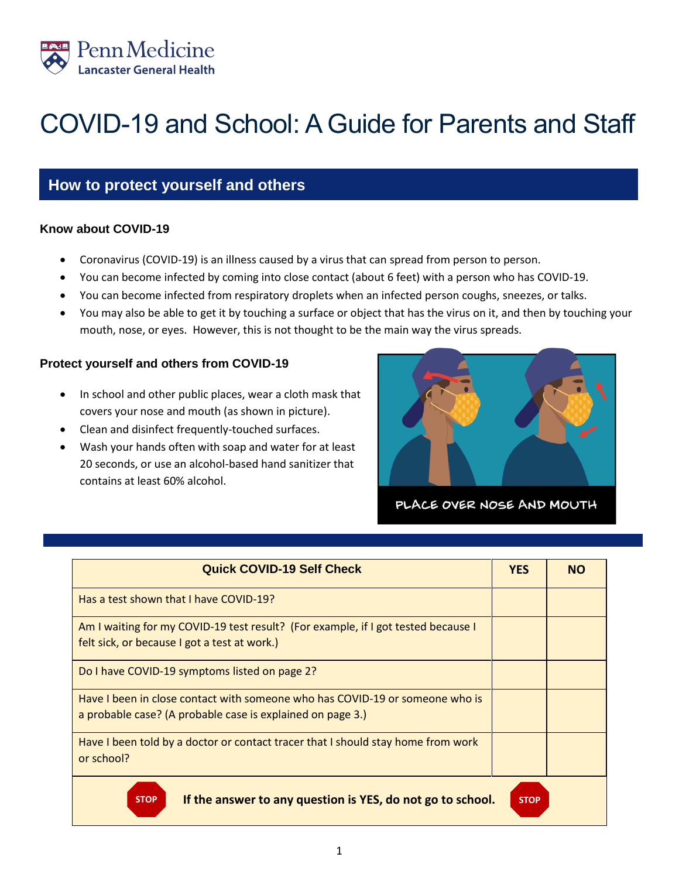Penn Medicine
Lancaster General Health

# COVID-19 and School: A Guide for Parents and Staff

## How to protect yourself and others

### Know about COVID-19

- Coronavirus (COVID-19) is an illness caused by a virus that can spread from person to person.
- You can become infected by coming into close contact (about 6 feet) with a person who has COVID-19.
- You can become infected from respiratory droplets when an infected person coughs, sneezes, or talks.
- You may also be able to get it by touching a surface or object that has the virus on it, and then by touching your mouth, nose, or eyes. However, this is not thought to be the main way the virus spreads.

### Protect yourself and others from COVID-19

- In school and other public places, wear a cloth mask that covers your nose and mouth (as shown in picture).
- Clean and disinfect frequently-touched surfaces.
- Wash your hands often with soap and water for at least 20 seconds, or use an alcohol-based hand sanitizer that contains at least 60% alcohol.

PLACE OVER NOSE AND MOUTH

| Quick COVID-19 Self Check | YES | NO |
| --- | --- | --- |
| Has a test shown that I have COVID-19? | | |
| Am I waiting for my COVID-19 test result? (For example, if I got tested because I felt sick, or because I got a test at work.) | | |
| Do I have COVID-19 symptoms listed on page 2? | | |
| Have I been in close contact with someone who has COVID-19 or someone who is a probable case? (A probable case is explained on page 3.) | | |
| Have I been told by a doctor or contact tracer that I should stay home from work or school? | | |
| STOP **If the answer to any question is YES, do not go to school.** STOP | | |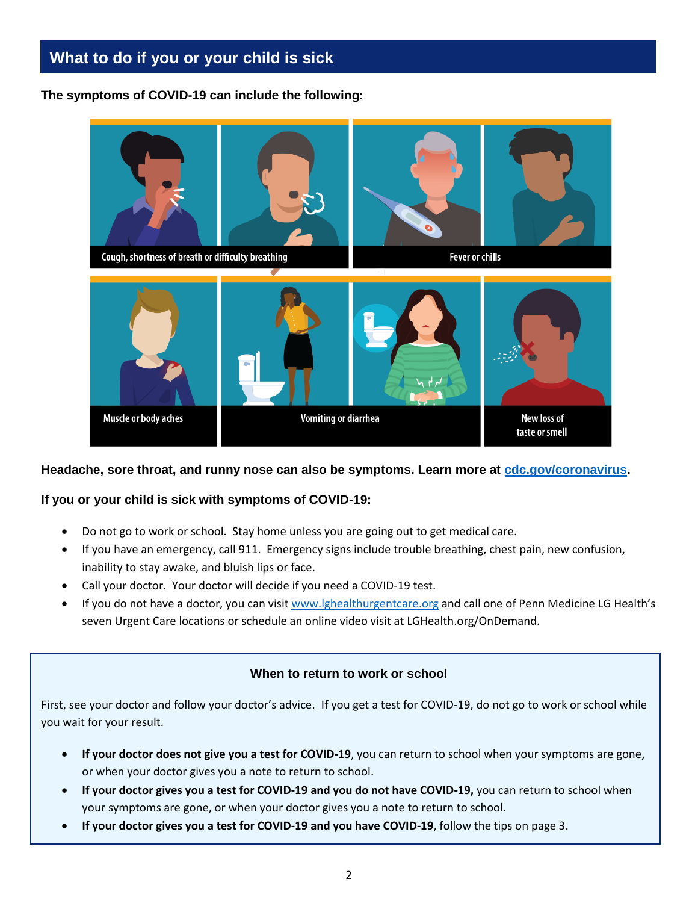## What to do if you or your child is sick

**The symptoms of COVID-19 can include the following:**

- Cough, shortness of breath or difficulty breathing
- Fever or chills
- Muscle or body aches
- Vomiting or diarrhea
- New loss of taste or smell

**Headache, sore throat, and runny nose can also be symptoms. Learn more at [cdc.gov/coronavirus](cdc.gov/coronavirus).**

**If you or your child is sick with symptoms of COVID-19:**

- Do not go to work or school. Stay home unless you are going out to get medical care.
- If you have an emergency, call 911. Emergency signs include trouble breathing, chest pain, new confusion, inability to stay awake, and bluish lips or face.
- Call your doctor. Your doctor will decide if you need a COVID-19 test.
- If you do not have a doctor, you can visit [www.lghealthurgentcare.org](www.lghealthurgentcare.org) and call one of Penn Medicine LG Health's seven Urgent Care locations or schedule an online video visit at LGHealth.org/OnDemand.

### When to return to work or school

First, see your doctor and follow your doctor's advice. If you get a test for COVID-19, do not go to work or school while you wait for your result.

- **If your doctor does not give you a test for COVID-19**, you can return to school when your symptoms are gone, or when your doctor gives you a note to return to school.
- **If your doctor gives you a test for COVID-19 and you do not have COVID-19,** you can return to school when your symptoms are gone, or when your doctor gives you a note to return to school.
- **If your doctor gives you a test for COVID-19 and you have COVID-19**, follow the tips on page 3.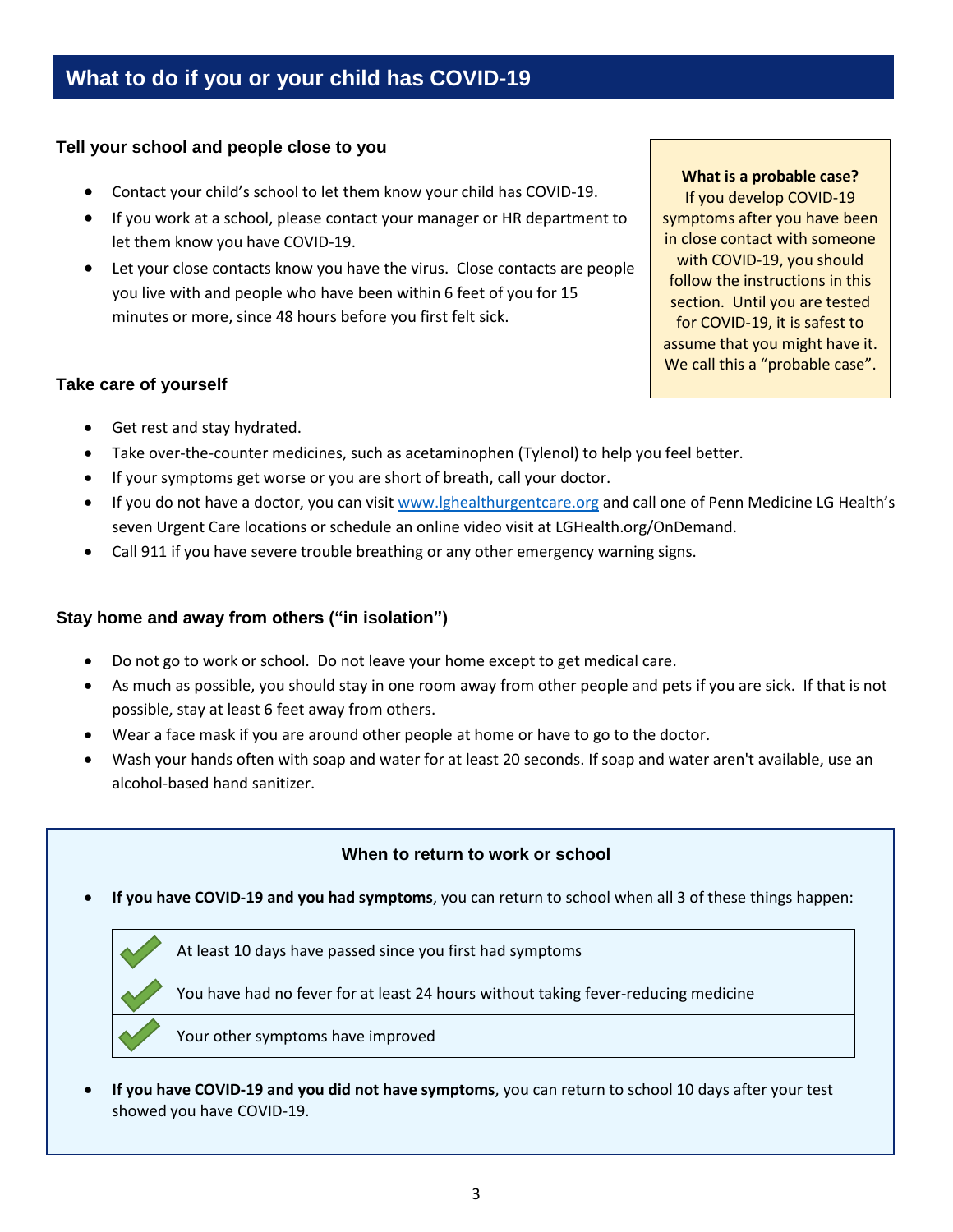## What to do if you or your child has COVID-19

### Tell your school and people close to you

- Contact your child's school to let them know your child has COVID-19.
- If you work at a school, please contact your manager or HR department to let them know you have COVID-19.
- Let your close contacts know you have the virus. Close contacts are people you live with and people who have been within 6 feet of you for 15 minutes or more, since 48 hours before you first felt sick.

> **What is a probable case?**
> If you develop COVID-19 symptoms after you have been in close contact with someone with COVID-19, you should follow the instructions in this section. Until you are tested for COVID-19, it is safest to assume that you might have it. We call this a "probable case".

### Take care of yourself

- Get rest and stay hydrated.
- Take over-the-counter medicines, such as acetaminophen (Tylenol) to help you feel better.
- If your symptoms get worse or you are short of breath, call your doctor.
- If you do not have a doctor, you can visit [www.lghealthurgentcare.org](http://www.lghealthurgentcare.org) and call one of Penn Medicine LG Health's seven Urgent Care locations or schedule an online video visit at LGHealth.org/OnDemand.
- Call 911 if you have severe trouble breathing or any other emergency warning signs.

### Stay home and away from others ("in isolation")

- Do not go to work or school. Do not leave your home except to get medical care.
- As much as possible, you should stay in one room away from other people and pets if you are sick. If that is not possible, stay at least 6 feet away from others.
- Wear a face mask if you are around other people at home or have to go to the doctor.
- Wash your hands often with soap and water for at least 20 seconds. If soap and water aren't available, use an alcohol-based hand sanitizer.

### When to return to work or school

- **If you have COVID-19 and you had symptoms**, you can return to school when all 3 of these things happen:

| | |
|---|---|
| ✓ | At least 10 days have passed since you first had symptoms |
| ✓ | You have had no fever for at least 24 hours without taking fever-reducing medicine |
| ✓ | Your other symptoms have improved |

- **If you have COVID-19 and you did not have symptoms**, you can return to school 10 days after your test showed you have COVID-19.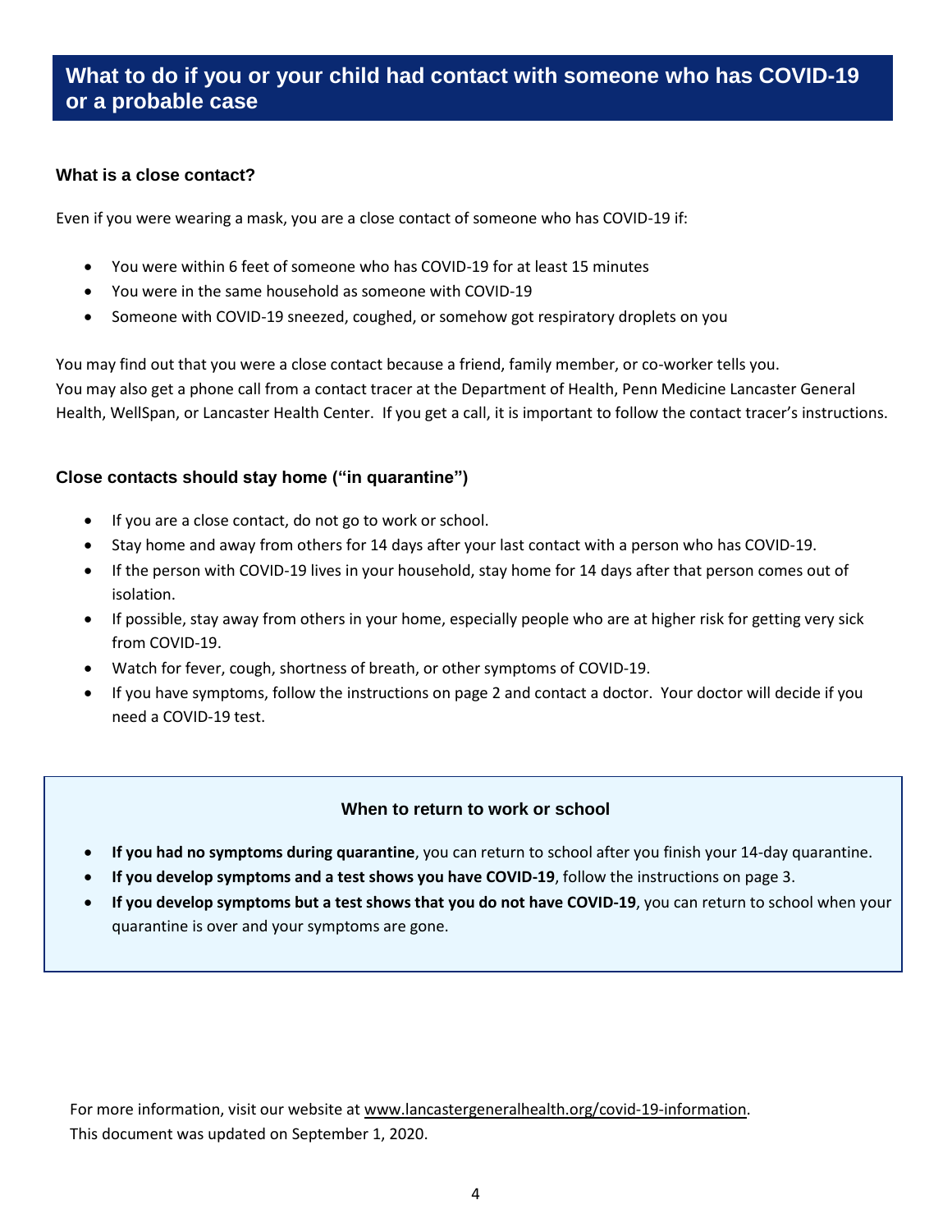# What to do if you or your child had contact with someone who has COVID-19 or a probable case

### What is a close contact?

Even if you were wearing a mask, you are a close contact of someone who has COVID-19 if:

- You were within 6 feet of someone who has COVID-19 for at least 15 minutes
- You were in the same household as someone with COVID-19
- Someone with COVID-19 sneezed, coughed, or somehow got respiratory droplets on you

You may find out that you were a close contact because a friend, family member, or co-worker tells you. You may also get a phone call from a contact tracer at the Department of Health, Penn Medicine Lancaster General Health, WellSpan, or Lancaster Health Center. If you get a call, it is important to follow the contact tracer's instructions.

### Close contacts should stay home ("in quarantine")

- If you are a close contact, do not go to work or school.
- Stay home and away from others for 14 days after your last contact with a person who has COVID-19.
- If the person with COVID-19 lives in your household, stay home for 14 days after that person comes out of isolation.
- If possible, stay away from others in your home, especially people who are at higher risk for getting very sick from COVID-19.
- Watch for fever, cough, shortness of breath, or other symptoms of COVID-19.
- If you have symptoms, follow the instructions on page 2 and contact a doctor. Your doctor will decide if you need a COVID-19 test.

### When to return to work or school

- **If you had no symptoms during quarantine**, you can return to school after you finish your 14-day quarantine.
- **If you develop symptoms and a test shows you have COVID-19**, follow the instructions on page 3.
- **If you develop symptoms but a test shows that you do not have COVID-19**, you can return to school when your quarantine is over and your symptoms are gone.

For more information, visit our website at www.lancastergeneralhealth.org/covid-19-information.
This document was updated on September 1, 2020.